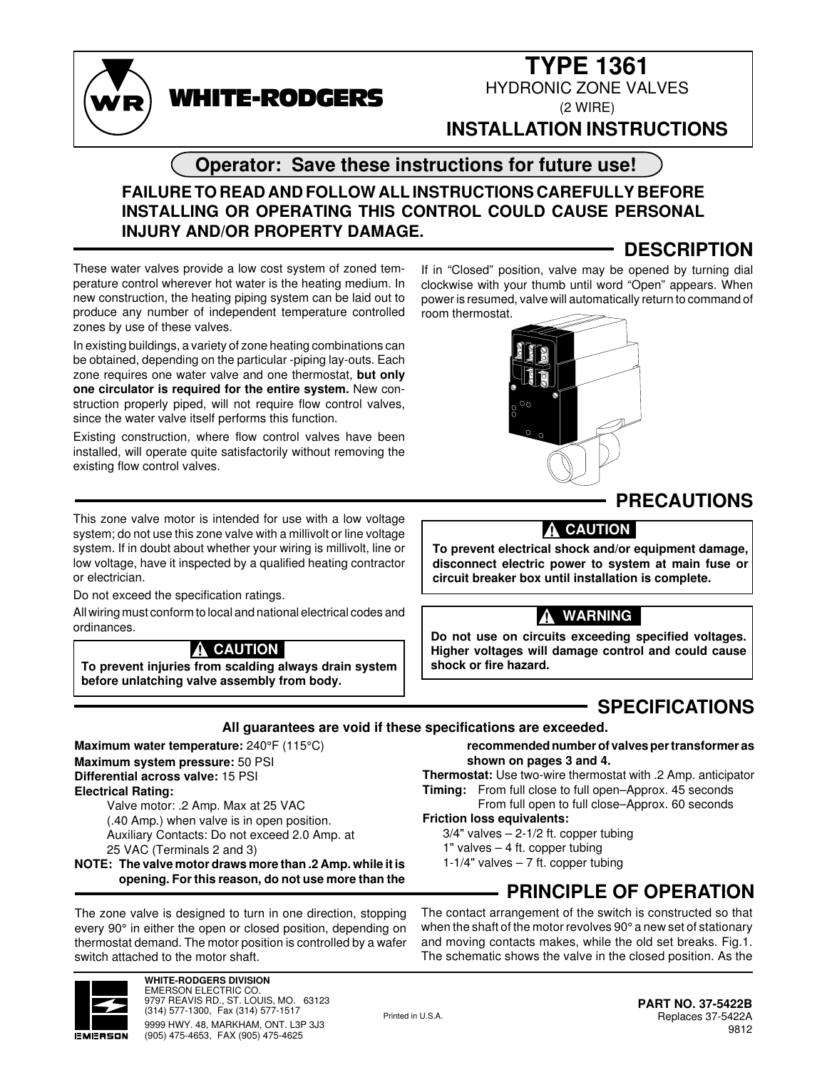# WHITE-RODGERS

# TYPE 1361

## HYDRONIC ZONE VALVES

(2 WIRE)

## INSTALLATION INSTRUCTIONS

**Operator: Save these instructions for future use!**

**FAILURE TO READ AND FOLLOW ALL INSTRUCTIONS CAREFULLY BEFORE INSTALLING OR OPERATING THIS CONTROL COULD CAUSE PERSONAL INJURY AND/OR PROPERTY DAMAGE.**

## DESCRIPTION

These water valves provide a low cost system of zoned temperature control wherever hot water is the heating medium. In new construction, the heating piping system can be laid out to produce any number of independent temperature controlled zones by use of these valves.

In existing buildings, a variety of zone heating combinations can be obtained, depending on the particular -piping lay-outs. Each zone requires one water valve and one thermostat, **but only one circulator is required for the entire system.** New construction properly piped, will not require flow control valves, since the water valve itself performs this function.

Existing construction, where flow control valves have been installed, will operate quite satisfactorily without removing the existing flow control valves.

If in "Closed" position, valve may be opened by turning dial clockwise with your thumb until word "Open" appears. When power is resumed, valve will automatically return to command of room thermostat.

## PRECAUTIONS

This zone valve motor is intended for use with a low voltage system; do not use this zone valve with a millivolt or line voltage system. If in doubt about whether your wiring is millivolt, line or low voltage, have it inspected by a qualified heating contractor or electrician.

Do not exceed the specification ratings.

All wiring must conform to local and national electrical codes and ordinances.

> **⚠ CAUTION**
>
> **To prevent injuries from scalding always drain system before unlatching valve assembly from body.**

> **⚠ CAUTION**
>
> **To prevent electrical shock and/or equipment damage, disconnect electric power to system at main fuse or circuit breaker box until installation is complete.**

> **⚠ WARNING**
>
> **Do not use on circuits exceeding specified voltages. Higher voltages will damage control and could cause shock or fire hazard.**

## SPECIFICATIONS

**All guarantees are void if these specifications are exceeded.**

**Maximum water temperature:** 240°F (115°C)

**Maximum system pressure:** 50 PSI

**Differential across valve:** 15 PSI

**Electrical Rating:**

Valve motor: .2 Amp. Max at 25 VAC (.40 Amp.) when valve is in open position.

Auxiliary Contacts: Do not exceed 2.0 Amp. at 25 VAC (Terminals 2 and 3)

**NOTE: The valve motor draws more than .2 Amp. while it is opening. For this reason, do not use more than the recommended number of valves per transformer as shown on pages 3 and 4.**

**Thermostat:** Use two-wire thermostat with .2 Amp. anticipator

**Timing:** From full close to full open–Approx. 45 seconds
From full open to full close–Approx. 60 seconds

**Friction loss equivalents:**

- 3/4" valves – 2-1/2 ft. copper tubing
- 1" valves – 4 ft. copper tubing
- 1-1/4" valves – 7 ft. copper tubing

## PRINCIPLE OF OPERATION

The zone valve is designed to turn in one direction, stopping every 90° in either the open or closed position, depending on thermostat demand. The motor position is controlled by a wafer switch attached to the motor shaft.

The contact arrangement of the switch is constructed so that when the shaft of the motor revolves 90° a new set of stationary and moving contacts makes, while the old set breaks. Fig.1. The schematic shows the valve in the closed position. As the

**WHITE-RODGERS DIVISION**
EMERSON ELECTRIC CO.
9797 REAVIS RD., ST. LOUIS, MO. 63123
(314) 577-1300, Fax (314) 577-1517
9999 HWY. 48, MARKHAM, ONT. L3P 3J3
(905) 475-4653, FAX (905) 475-4625

Printed in U.S.A.

**PART NO. 37-5422B**
Replaces 37-5422A
9812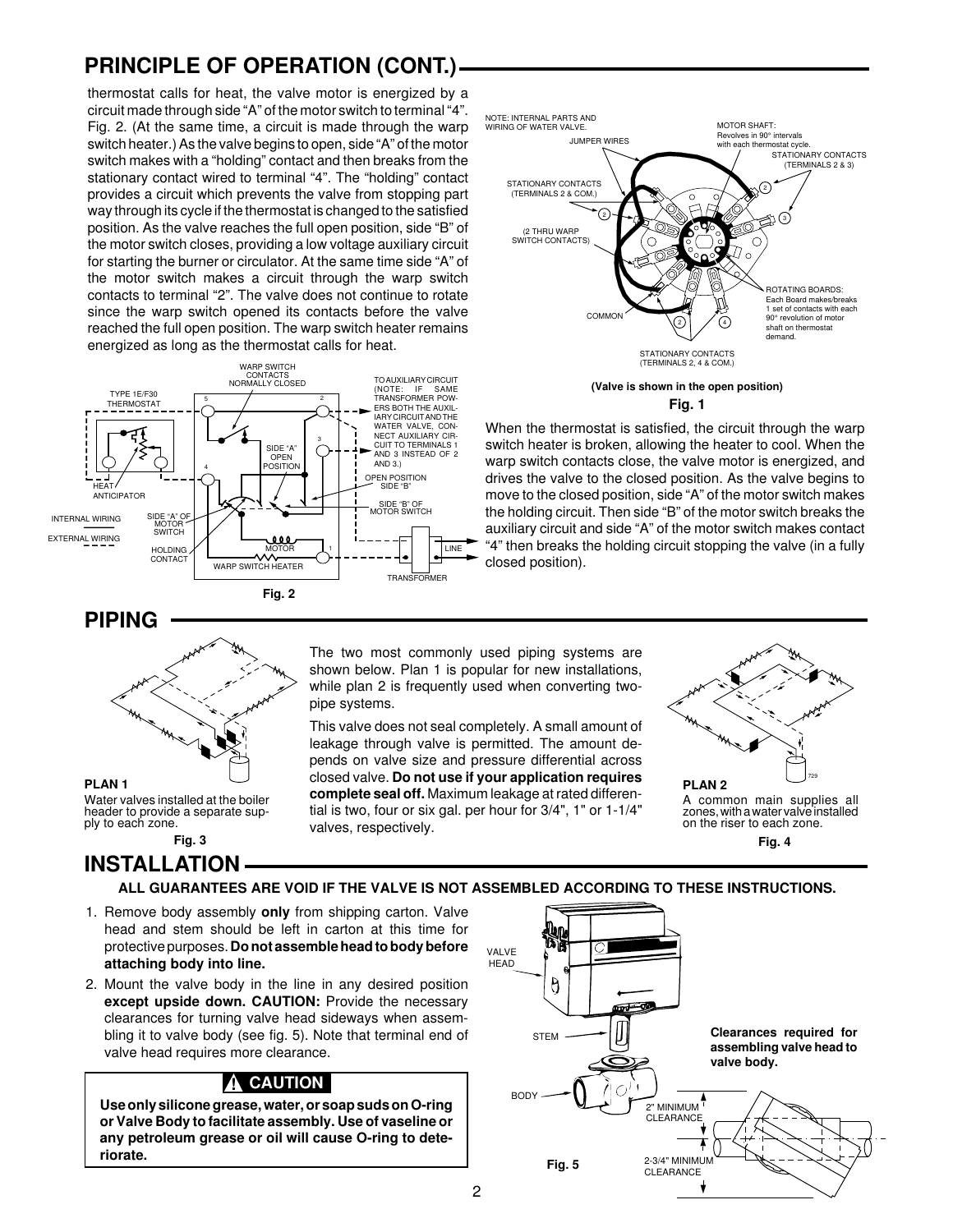## PRINCIPLE OF OPERATION (CONT.)

thermostat calls for heat, the valve motor is energized by a circuit made through side "A" of the motor switch to terminal "4". Fig. 2. (At the same time, a circuit is made through the warp switch heater.) As the valve begins to open, side "A" of the motor switch makes with a "holding" contact and then breaks from the stationary contact wired to terminal "4". The "holding" contact provides a circuit which prevents the valve from stopping part way through its cycle if the thermostat is changed to the satisfied position. As the valve reaches the full open position, side "B" of the motor switch closes, providing a low voltage auxiliary circuit for starting the burner or circulator. At the same time side "A" of the motor switch makes a circuit through the warp switch contacts to terminal "2". The valve does not continue to rotate since the warp switch opened its contacts before the valve reached the full open position. The warp switch heater remains energized as long as the thermostat calls for heat.

Fig. 2

(Valve is shown in the open position)

Fig. 1

When the thermostat is satisfied, the circuit through the warp switch heater is broken, allowing the heater to cool. When the warp switch contacts close, the valve motor is energized, and drives the valve to the closed position. As the valve begins to move to the closed position, side "A" of the motor switch makes the holding circuit. Then side "B" of the motor switch breaks the auxiliary circuit and side "A" of the motor switch makes contact "4" then breaks the holding circuit stopping the valve (in a fully closed position).

## PIPING

**PLAN 1**
Water valves installed at the boiler header to provide a separate supply to each zone.

Fig. 3

The two most commonly used piping systems are shown below. Plan 1 is popular for new installations, while plan 2 is frequently used when converting two-pipe systems.

This valve does not seal completely. A small amount of leakage through valve is permitted. The amount depends on valve size and pressure differential across closed valve. **Do not use if your application requires complete seal off.** Maximum leakage at rated differential is two, four or six gal. per hour for 3/4", 1" or 1-1/4" valves, respectively.

**PLAN 2**
A common main supplies all zones, with a water valve installed on the riser to each zone.

Fig. 4

## INSTALLATION

**ALL GUARANTEES ARE VOID IF THE VALVE IS NOT ASSEMBLED ACCORDING TO THESE INSTRUCTIONS.**

1. Remove body assembly **only** from shipping carton. Valve head and stem should be left in carton at this time for protective purposes. **Do not assemble head to body before attaching body into line.**
2. Mount the valve body in the line in any desired position **except upside down. CAUTION:** Provide the necessary clearances for turning valve head sideways when assembling it to valve body (see fig. 5). Note that terminal end of valve head requires more clearance.

**⚠ CAUTION**

**Use only silicone grease, water, or soap suds on O-ring or Valve Body to facilitate assembly. Use of vaseline or any petroleum grease or oil will cause O-ring to deteriorate.**

**Clearances required for assembling valve head to valve body.**

Fig. 5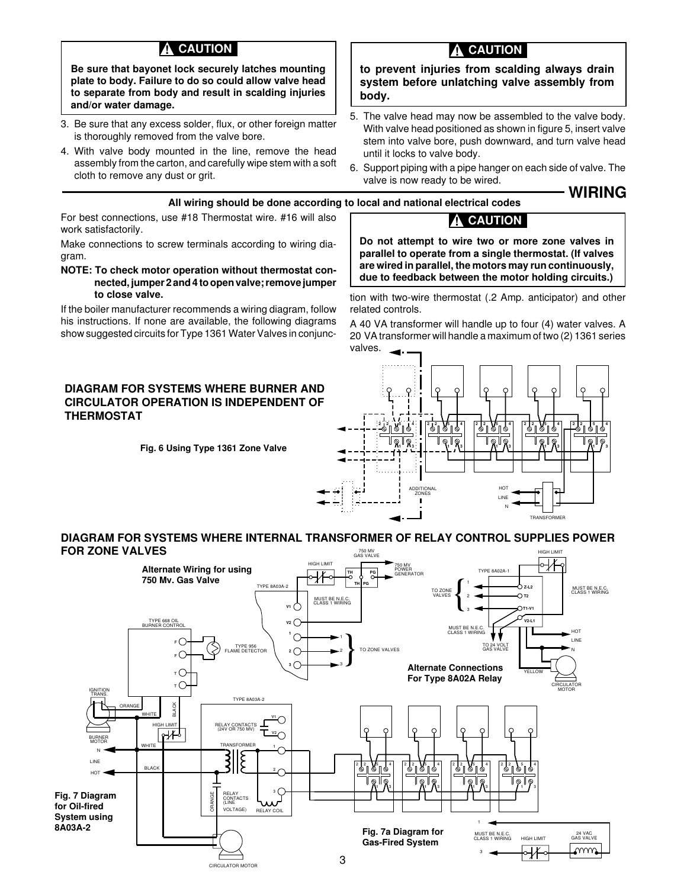> **⚠ CAUTION**
>
> **Be sure that bayonet lock securely latches mounting plate to body. Failure to do so could allow valve head to separate from body and result in scalding injuries and/or water damage.**

3. Be sure that any excess solder, flux, or other foreign matter is thoroughly removed from the valve bore.
4. With valve body mounted in the line, remove the head assembly from the carton, and carefully wipe stem with a soft cloth to remove any dust or grit.

> **⚠ CAUTION**
>
> **to prevent injuries from scalding always drain system before unlatching valve assembly from body.**

5. The valve head may now be assembled to the valve body. With valve head positioned as shown in figure 5, insert valve stem into valve bore, push downward, and turn valve head until it locks to valve body.
6. Support piping with a pipe hanger on each side of valve. The valve is now ready to be wired.

## WIRING

**All wiring should be done according to local and national electrical codes**

For best connections, use #18 Thermostat wire. #16 will also work satisfactorily.

Make connections to screw terminals according to wiring diagram.

**NOTE: To check motor operation without thermostat connected, jumper 2 and 4 to open valve; remove jumper to close valve.**

If the boiler manufacturer recommends a wiring diagram, follow his instructions. If none are available, the following diagrams show suggested circuits for Type 1361 Water Valves in conjunction with two-wire thermostat (.2 Amp. anticipator) and other related controls.

> **⚠ CAUTION**
>
> **Do not attempt to wire two or more zone valves in parallel to operate from a single thermostat. (If valves are wired in parallel, the motors may run continuously, due to feedback between the motor holding circuits.)**

A 40 VA transformer will handle up to four (4) water valves. A 20 VA transformer will handle a maximum of two (2) 1361 series valves.

### DIAGRAM FOR SYSTEMS WHERE BURNER AND CIRCULATOR OPERATION IS INDEPENDENT OF THERMOSTAT

Fig. 6 Using Type 1361 Zone Valve

### DIAGRAM FOR SYSTEMS WHERE INTERNAL TRANSFORMER OF RELAY CONTROL SUPPLIES POWER FOR ZONE VALVES

Alternate Wiring for using 750 Mv. Gas Valve

Alternate Connections For Type 8A02A Relay

Fig. 7 Diagram for Oil-fired System using 8A03A-2

Fig. 7a Diagram for Gas-Fired System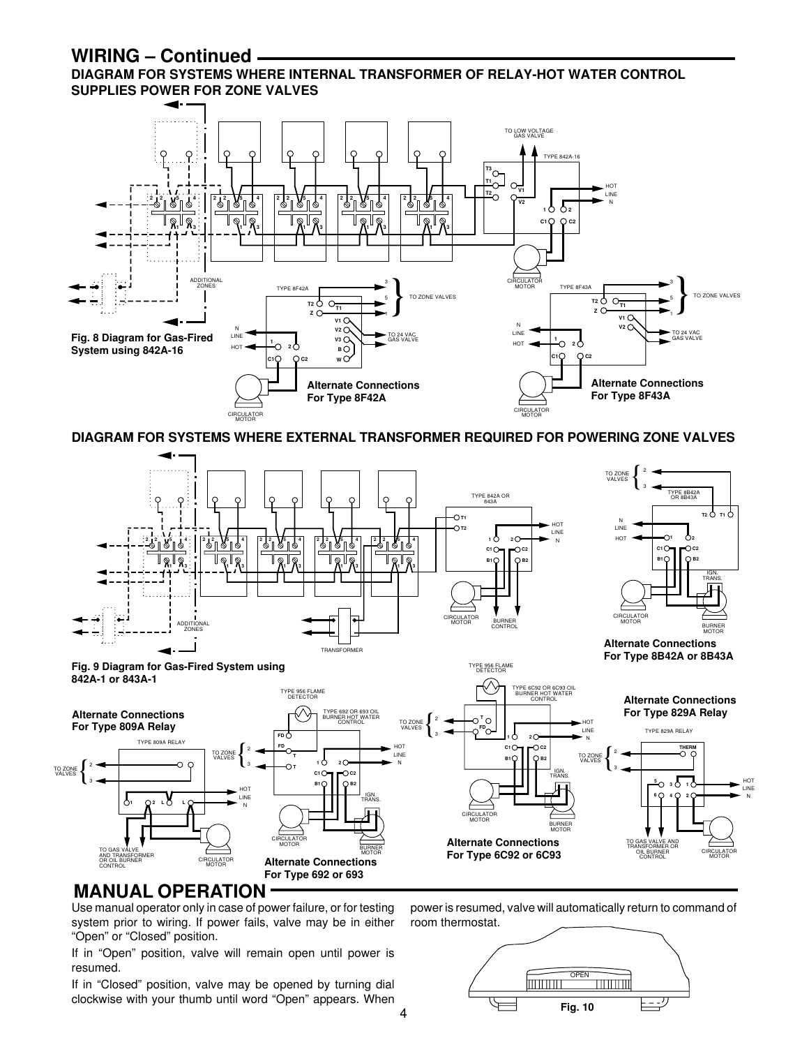## WIRING – Continued

### DIAGRAM FOR SYSTEMS WHERE INTERNAL TRANSFORMER OF RELAY-HOT WATER CONTROL SUPPLIES POWER FOR ZONE VALVES

TO LOW VOLTAGE GAS VALVE

TYPE 842A-16

HOT LINE N

CIRCULATOR MOTOR

ADDITIONAL ZONES

TYPE 8F42A

TO ZONE VALVES

TO 24 VAC GAS VALVE

TYPE 8F43A

TO ZONE VALVES

TO 24 VAC GAS VALVE

**Fig. 8 Diagram for Gas-Fired System using 842A-16**

**Alternate Connections For Type 8F42A**

**Alternate Connections For Type 8F43A**

### DIAGRAM FOR SYSTEMS WHERE EXTERNAL TRANSFORMER REQUIRED FOR POWERING ZONE VALVES

TYPE 842A OR 843A

HOT LINE N

CIRCULATOR MOTOR

BURNER CONTROL

TRANSFORMER

ADDITIONAL ZONES

TO ZONE VALVES

TYPE 8B42A OR 8B43A

IGN. TRANS.

BURNER MOTOR

**Alternate Connections For Type 8B42A or 8B43A**

**Fig. 9 Diagram for Gas-Fired System using 842A-1 or 843A-1**

**Alternate Connections For Type 809A Relay**

TYPE 809A RELAY

TO ZONE VALVES

TO GAS VALVE AND TRANSFORMER OR OIL BURNER CONTROL

CIRCULATOR MOTOR

TYPE 956 FLAME DETECTOR

TYPE 692 OR 693 OIL BURNER HOT WATER CONTROL

**Alternate Connections For Type 692 or 693**

TYPE 6C92 OR 6C93 OIL BURNER HOT WATER CONTROL

**Alternate Connections For Type 6C92 or 6C93**

**Alternate Connections For Type 829A Relay**

TYPE 829A RELAY

TO GAS VALVE AND TRANSFORMER OR OIL BURNER CONTROL

CIRCULATOR MOTOR

## MANUAL OPERATION

Use manual operator only in case of power failure, or for testing system prior to wiring. If power fails, valve may be in either "Open" or "Closed" position.

If in "Open" position, valve will remain open until power is resumed.

If in "Closed" position, valve may be opened by turning dial clockwise with your thumb until word "Open" appears. When power is resumed, valve will automatically return to command of room thermostat.

OPEN

**Fig. 10**